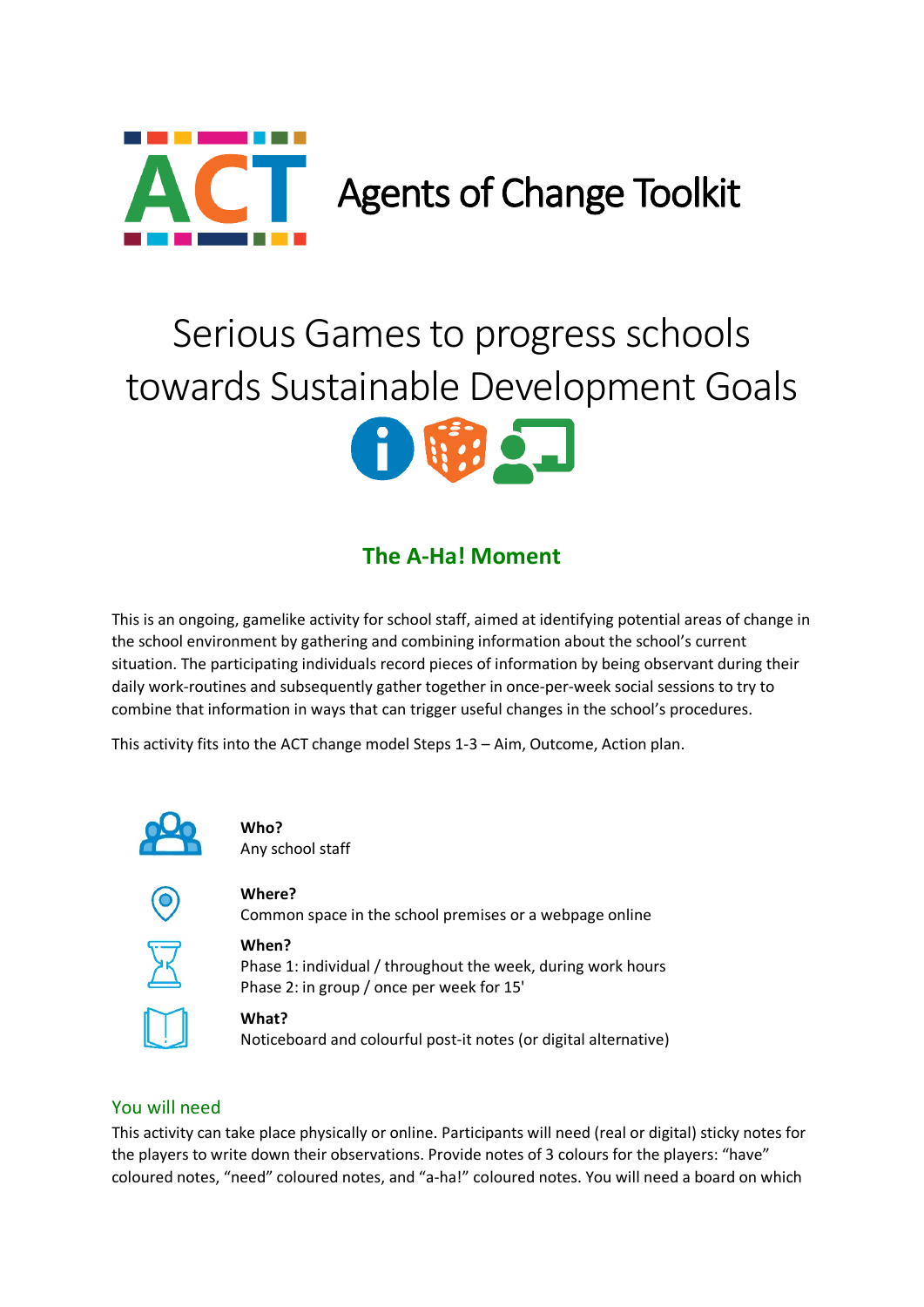# Agents of Change Toolkit

## Serious Games to progress schools towards Sustainable Development Goals

### The A-Ha! Moment

This is an ongoing, gamelike activity for school staff, aimed at identifying potential areas of change in the school environment by gathering and combining information about the school's current situation. The participating individuals record pieces of information by being observant during their daily work-routines and subsequently gather together in once-per-week social sessions to try to combine that information in ways that can trigger useful changes in the school's procedures.

This activity fits into the ACT change model Steps 1-3 – Aim, Outcome, Action plan.

**Who?**
Any school staff

**Where?**
Common space in the school premises or a webpage online

**When?**
Phase 1: individual / throughout the week, during work hours
Phase 2: in group / once per week for 15'

**What?**
Noticeboard and colourful post-it notes (or digital alternative)

### You will need

This activity can take place physically or online. Participants will need (real or digital) sticky notes for the players to write down their observations. Provide notes of 3 colours for the players: "have" coloured notes, "need" coloured notes, and "a-ha!" coloured notes. You will need a board on which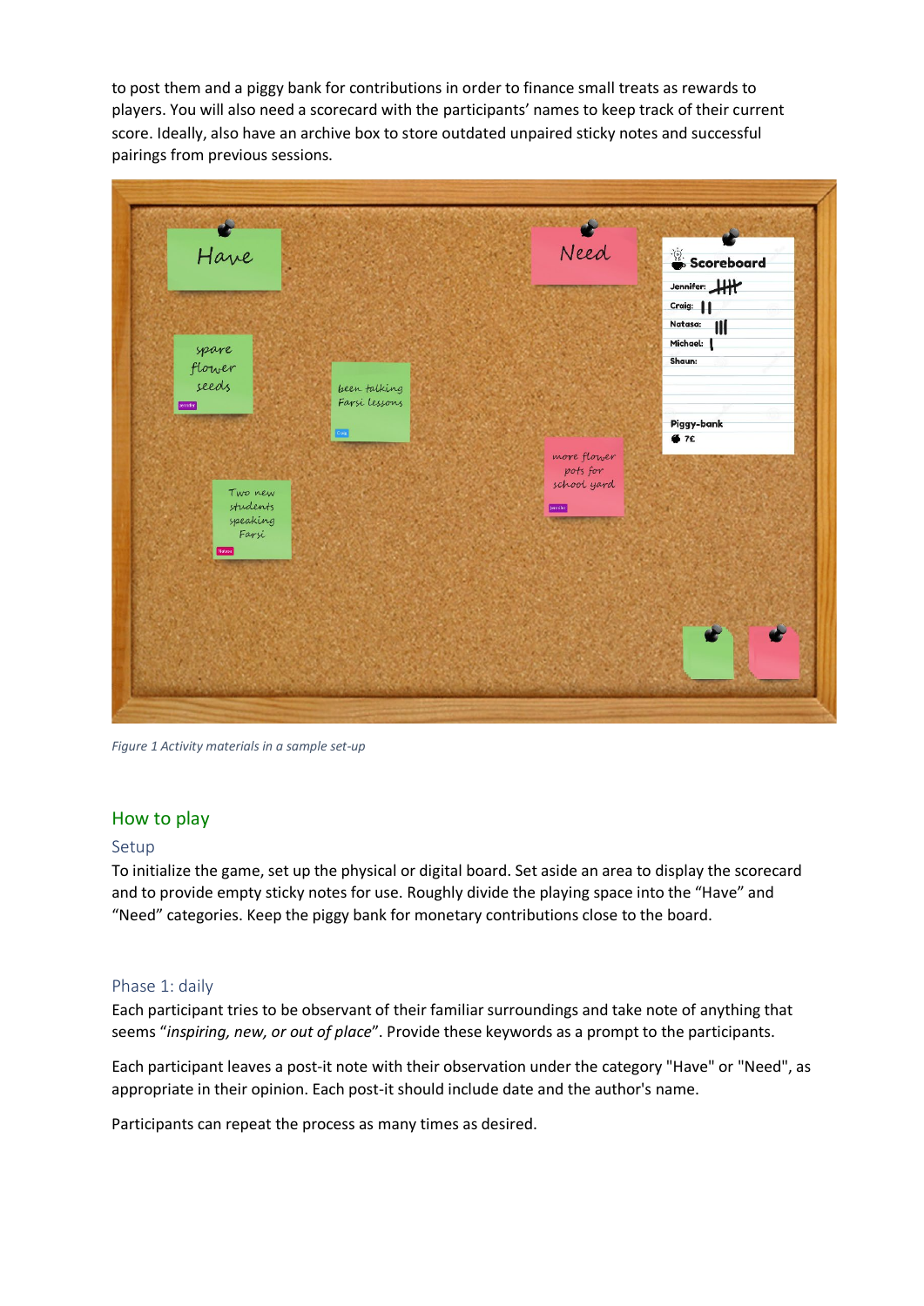to post them and a piggy bank for contributions in order to finance small treats as rewards to players. You will also need a scorecard with the participants' names to keep track of their current score. Ideally, also have an archive box to store outdated unpaired sticky notes and successful pairings from previous sessions.

*Figure 1 Activity materials in a sample set-up*

## How to play

### Setup

To initialize the game, set up the physical or digital board. Set aside an area to display the scorecard and to provide empty sticky notes for use. Roughly divide the playing space into the "Have" and "Need" categories. Keep the piggy bank for monetary contributions close to the board.

### Phase 1: daily

Each participant tries to be observant of their familiar surroundings and take note of anything that seems "*inspiring, new, or out of place*". Provide these keywords as a prompt to the participants.

Each participant leaves a post-it note with their observation under the category "Have" or "Need", as appropriate in their opinion. Each post-it should include date and the author's name.

Participants can repeat the process as many times as desired.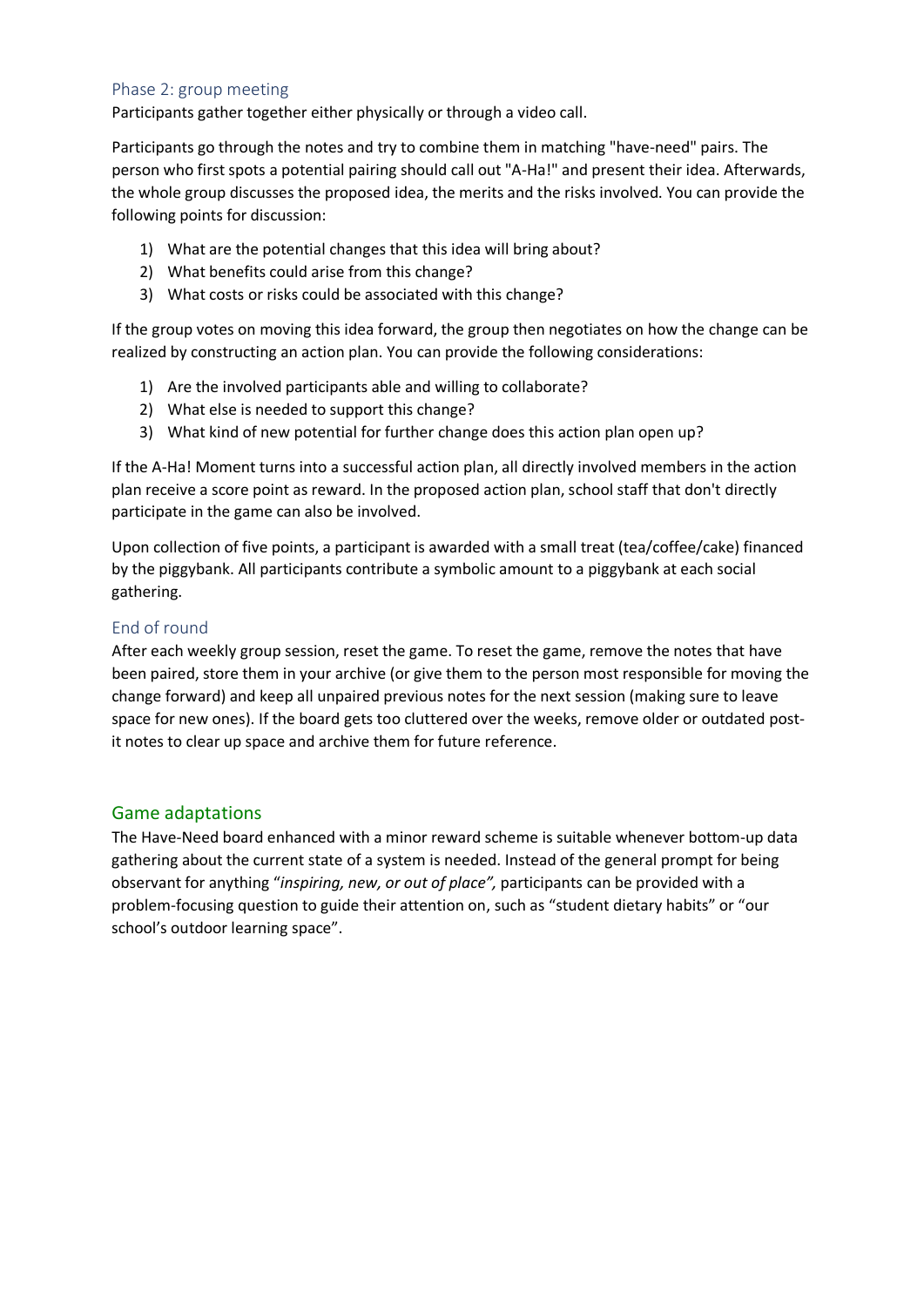### Phase 2: group meeting

Participants gather together either physically or through a video call.

Participants go through the notes and try to combine them in matching "have-need" pairs. The person who first spots a potential pairing should call out "A-Ha!" and present their idea. Afterwards, the whole group discusses the proposed idea, the merits and the risks involved. You can provide the following points for discussion:

1) What are the potential changes that this idea will bring about?
2) What benefits could arise from this change?
3) What costs or risks could be associated with this change?

If the group votes on moving this idea forward, the group then negotiates on how the change can be realized by constructing an action plan. You can provide the following considerations:

1) Are the involved participants able and willing to collaborate?
2) What else is needed to support this change?
3) What kind of new potential for further change does this action plan open up?

If the A-Ha! Moment turns into a successful action plan, all directly involved members in the action plan receive a score point as reward. In the proposed action plan, school staff that don't directly participate in the game can also be involved.

Upon collection of five points, a participant is awarded with a small treat (tea/coffee/cake) financed by the piggybank. All participants contribute a symbolic amount to a piggybank at each social gathering.

### End of round

After each weekly group session, reset the game. To reset the game, remove the notes that have been paired, store them in your archive (or give them to the person most responsible for moving the change forward) and keep all unpaired previous notes for the next session (making sure to leave space for new ones). If the board gets too cluttered over the weeks, remove older or outdated post-it notes to clear up space and archive them for future reference.

## Game adaptations

The Have-Need board enhanced with a minor reward scheme is suitable whenever bottom-up data gathering about the current state of a system is needed. Instead of the general prompt for being observant for anything "*inspiring, new, or out of place",* participants can be provided with a problem-focusing question to guide their attention on, such as "student dietary habits" or "our school's outdoor learning space".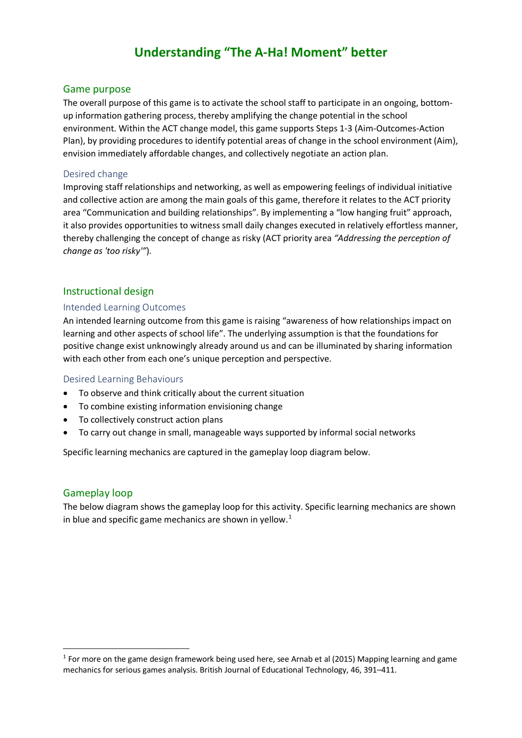# Understanding "The A-Ha! Moment" better

## Game purpose

The overall purpose of this game is to activate the school staff to participate in an ongoing, bottom-up information gathering process, thereby amplifying the change potential in the school environment. Within the ACT change model, this game supports Steps 1-3 (Aim-Outcomes-Action Plan), by providing procedures to identify potential areas of change in the school environment (Aim), envision immediately affordable changes, and collectively negotiate an action plan.

### Desired change

Improving staff relationships and networking, as well as empowering feelings of individual initiative and collective action are among the main goals of this game, therefore it relates to the ACT priority area "Communication and building relationships". By implementing a "low hanging fruit" approach, it also provides opportunities to witness small daily changes executed in relatively effortless manner, thereby challenging the concept of change as risky (ACT priority area *"Addressing the perception of change as 'too risky'"*).

## Instructional design

### Intended Learning Outcomes

An intended learning outcome from this game is raising "awareness of how relationships impact on learning and other aspects of school life". The underlying assumption is that the foundations for positive change exist unknowingly already around us and can be illuminated by sharing information with each other from each one's unique perception and perspective.

### Desired Learning Behaviours

- To observe and think critically about the current situation
- To combine existing information envisioning change
- To collectively construct action plans
- To carry out change in small, manageable ways supported by informal social networks

Specific learning mechanics are captured in the gameplay loop diagram below.

## Gameplay loop

The below diagram shows the gameplay loop for this activity. Specific learning mechanics are shown in blue and specific game mechanics are shown in yellow.[1]

[1] For more on the game design framework being used here, see Arnab et al (2015) Mapping learning and game mechanics for serious games analysis. British Journal of Educational Technology, 46, 391–411.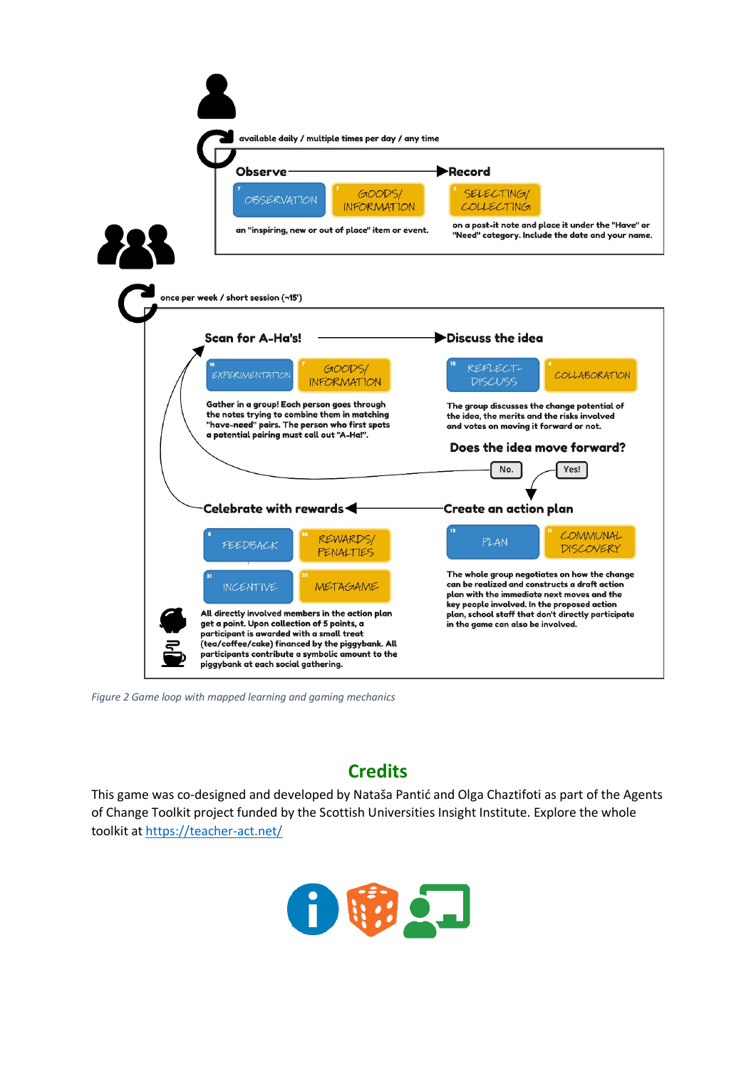available daily / multiple times per day / any time

Observe → Record

7 OBSERVATION | 7 GOODS/ INFORMATION | 5 SELECTING/ COLLECTING

an "inspiring, new or out of place" item or event.

on a post-it note and place it under the "Have" or "Need" category. Include the date and your name.

once per week / short session (~15')

Scan for A-Ha's! → Discuss the idea

16 EXPERIMENTATION | 7 GOODS/ INFORMATION

Gather in a group! Each person goes through the notes trying to combine them in matching "have-need" pairs. The person who first spots a potential pairing must call out "A-Ha!".

18 REFLECT-DISCUSS | 4 COLLABORATION

The group discusses the change potential of the idea, the merits and the risks involved and votes on moving it forward or not.

Does the idea move forward?

No. | Yes!

Celebrate with rewards ← Create an action plan

13 PLAN | 11 COMMUNAL DISCOVERY

The whole group negotiates on how the change can be realized and constructs a draft action plan with the immediate next moves and the key people involved. In the proposed action plan, school staff that don't directly participate in the game can also be involved.

8 FEEDBACK | 36 REWARDS/ PENALTIES | 31 INCENTIVE | 26 METAGAME

All directly involved members in the action plan get a point. Upon collection of 5 points, a participant is awarded with a small treat (tea/coffee/cake) financed by the piggybank. All participants contribute a symbolic amount to the piggybank at each social gathering.

*Figure 2 Game loop with mapped learning and gaming mechanics*

## Credits

This game was co-designed and developed by Nataša Pantić and Olga Chaztifoti as part of the Agents of Change Toolkit project funded by the Scottish Universities Insight Institute. Explore the whole toolkit at https://teacher-act.net/